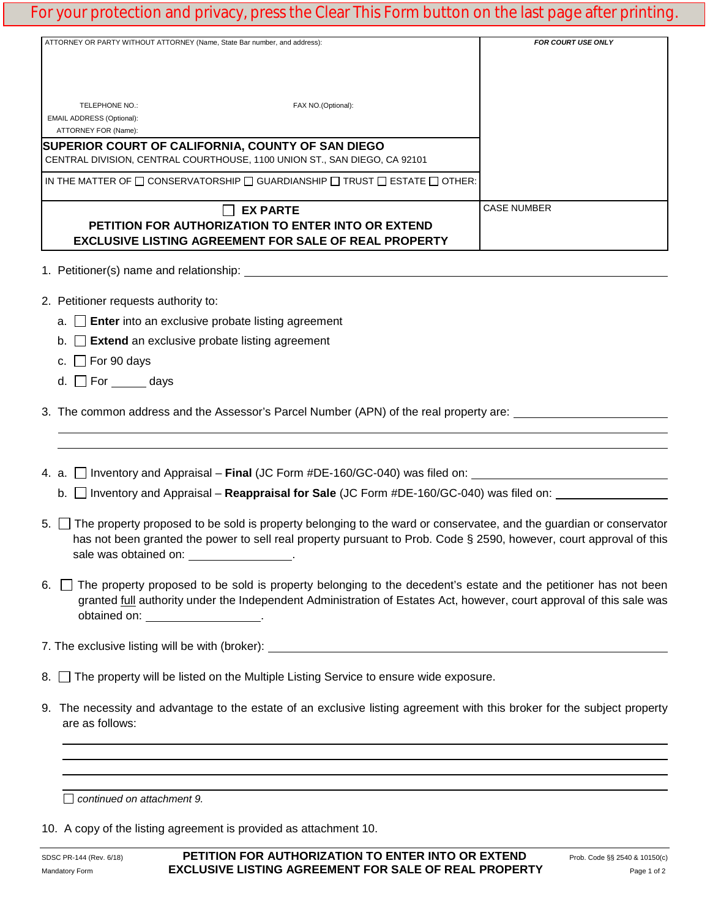For your protection and privacy, press the Clear This Form button on the last page after printing.

| ATTORNEY OR PARTY WITHOUT ATTORNEY (Name, State Bar number, and address): | *FOR COURT USE ONLY* |
|---|---|
| TELEPHONE NO.: FAX NO.(Optional): | |
| EMAIL ADDRESS (Optional): | |
| ATTORNEY FOR (Name): | |
| **SUPERIOR COURT OF CALIFORNIA, COUNTY OF SAN DIEGO** CENTRAL DIVISION, CENTRAL COURTHOUSE, 1100 UNION ST., SAN DIEGO, CA 92101 | |
| IN THE MATTER OF ☐ CONSERVATORSHIP ☐ GUARDIANSHIP ☐ TRUST ☐ ESTATE ☐ OTHER: | |
| ☐ **EX PARTE** **PETITION FOR AUTHORIZATION TO ENTER INTO OR EXTEND EXCLUSIVE LISTING AGREEMENT FOR SALE OF REAL PROPERTY** | CASE NUMBER |

1. Petitioner(s) name and relationship: ______________________________

2. Petitioner requests authority to:
   a. ☐ **Enter** into an exclusive probate listing agreement
   b. ☐ **Extend** an exclusive probate listing agreement
   c. ☐ For 90 days
   d. ☐ For ______ days

3. The common address and the Assessor's Parcel Number (APN) of the real property are: ______________________________

4. a. ☐ Inventory and Appraisal – **Final** (JC Form #DE-160/GC-040) was filed on: ______________
   b. ☐ Inventory and Appraisal – **Reappraisal for Sale** (JC Form #DE-160/GC-040) was filed on: ______________

5. ☐ The property proposed to be sold is property belonging to the ward or conservatee, and the guardian or conservator has not been granted the power to sell real property pursuant to Prob. Code § 2590, however, court approval of this sale was obtained on: ______________.

6. ☐ The property proposed to be sold is property belonging to the decedent's estate and the petitioner has not been granted full authority under the Independent Administration of Estates Act, however, court approval of this sale was obtained on: ______________.

7. The exclusive listing will be with (broker): ______________________________

8. ☐ The property will be listed on the Multiple Listing Service to ensure wide exposure.

9. The necessity and advantage to the estate of an exclusive listing agreement with this broker for the subject property are as follows:

   ______________________________

   ☐ *continued on attachment 9.*

10. A copy of the listing agreement is provided as attachment 10.

SDSC PR-144 (Rev. 6/18) Mandatory Form — **PETITION FOR AUTHORIZATION TO ENTER INTO OR EXTEND EXCLUSIVE LISTING AGREEMENT FOR SALE OF REAL PROPERTY** — Prob. Code §§ 2540 & 10150(c)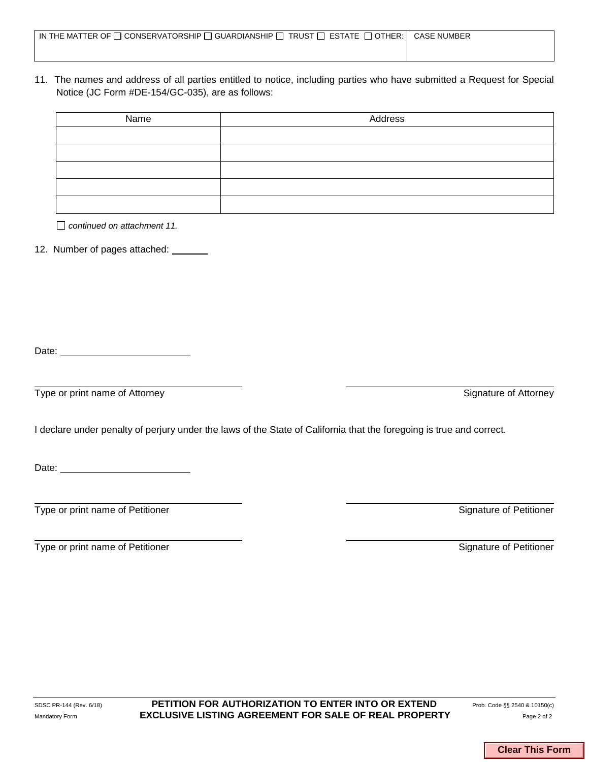| IN THE MATTER OF ☐ CONSERVATORSHIP ☐ GUARDIANSHIP ☐ TRUST ☐ ESTATE ☐ OTHER: | CASE NUMBER |
|---|---|
| | |

11. The names and address of all parties entitled to notice, including parties who have submitted a Request for Special Notice (JC Form #DE-154/GC-035), are as follows:

| Name | Address |
|---|---|
| | |
| | |
| | |
| | |
| | |

☐ *continued on attachment 11.*

12. Number of pages attached: _______

Date: ____________________

____________________ ____________________
Type or print name of Attorney Signature of Attorney

I declare under penalty of perjury under the laws of the State of California that the foregoing is true and correct.

Date: ____________________

____________________ ____________________
Type or print name of Petitioner Signature of Petitioner

____________________ ____________________
Type or print name of Petitioner Signature of Petitioner

SDSC PR-144 (Rev. 6/18)
Mandatory Form

**PETITION FOR AUTHORIZATION TO ENTER INTO OR EXTEND EXCLUSIVE LISTING AGREEMENT FOR SALE OF REAL PROPERTY**

Prob. Code §§ 2540 & 10150(c)

Clear This Form